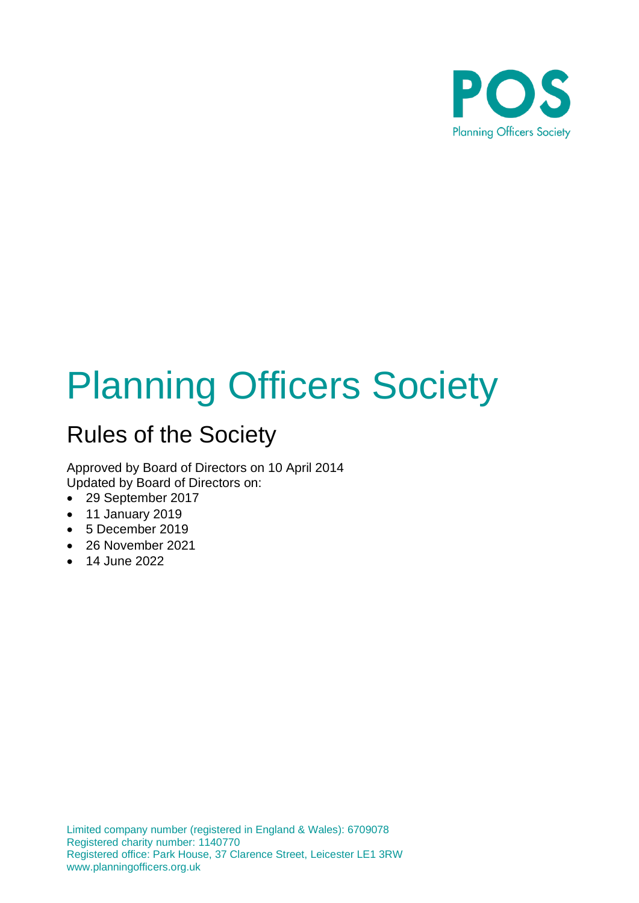POS

Planning Officers Society

# Planning Officers Society

## Rules of the Society

Approved by Board of Directors on 10 April 2014
Updated by Board of Directors on:

- 29 September 2017
- 11 January 2019
- 5 December 2019
- 26 November 2021
- 14 June 2022

Limited company number (registered in England & Wales): 6709078
Registered charity number: 1140770
Registered office: Park House, 37 Clarence Street, Leicester LE1 3RW
www.planningofficers.org.uk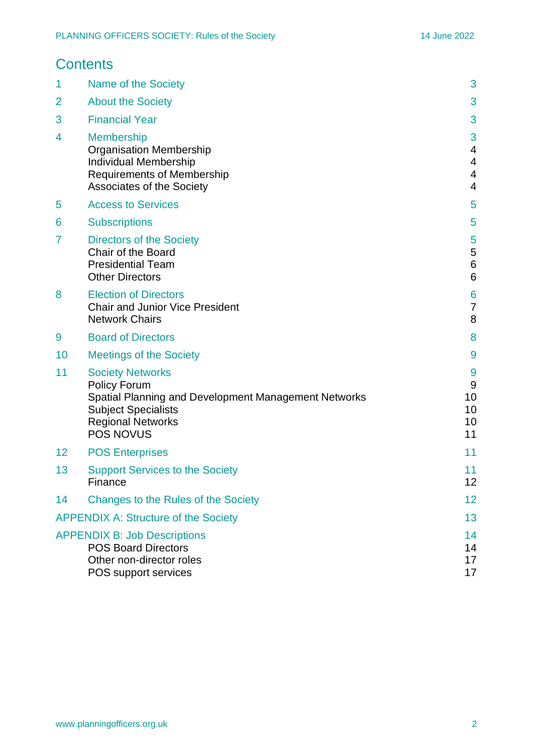## Contents

| | | |
|---|---|---|
| 1 | Name of the Society | 3 |
| 2 | About the Society | 3 |
| 3 | Financial Year | 3 |
| 4 | Membership | 3 |
| | Organisation Membership | 4 |
| | Individual Membership | 4 |
| | Requirements of Membership | 4 |
| | Associates of the Society | 4 |
| 5 | Access to Services | 5 |
| 6 | Subscriptions | 5 |
| 7 | Directors of the Society | 5 |
| | Chair of the Board | 5 |
| | Presidential Team | 6 |
| | Other Directors | 6 |
| 8 | Election of Directors | 6 |
| | Chair and Junior Vice President | 7 |
| | Network Chairs | 8 |
| 9 | Board of Directors | 8 |
| 10 | Meetings of the Society | 9 |
| 11 | Society Networks | 9 |
| | Policy Forum | 9 |
| | Spatial Planning and Development Management Networks | 10 |
| | Subject Specialists | 10 |
| | Regional Networks | 10 |
| | POS NOVUS | 11 |
| 12 | POS Enterprises | 11 |
| 13 | Support Services to the Society | 11 |
| | Finance | 12 |
| 14 | Changes to the Rules of the Society | 12 |
| APPENDIX A: Structure of the Society | | 13 |
| APPENDIX B: Job Descriptions | | 14 |
| | POS Board Directors | 14 |
| | Other non-director roles | 17 |
| | POS support services | 17 |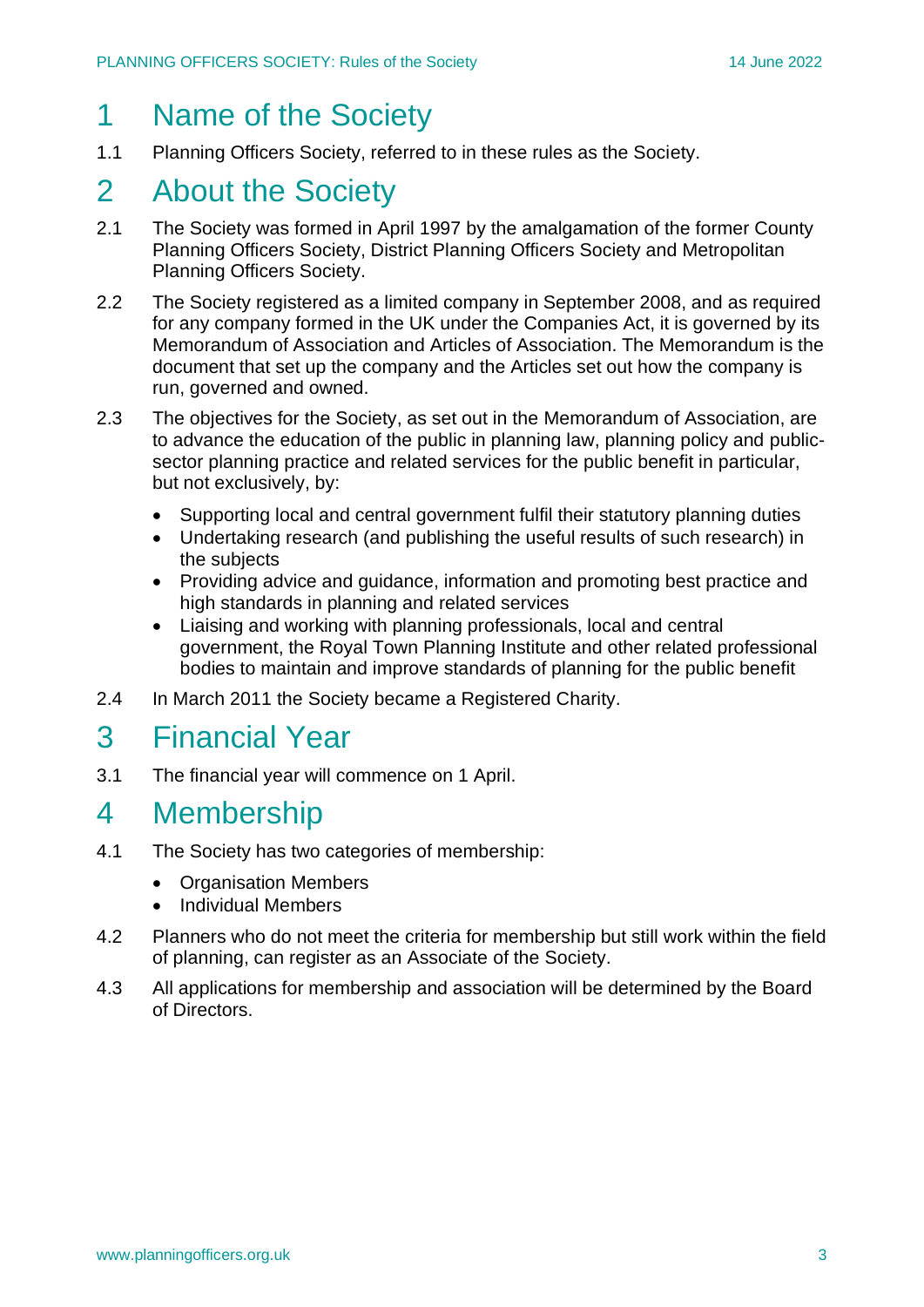# 1 Name of the Society

1.1 Planning Officers Society, referred to in these rules as the Society.

# 2 About the Society

2.1 The Society was formed in April 1997 by the amalgamation of the former County Planning Officers Society, District Planning Officers Society and Metropolitan Planning Officers Society.

2.2 The Society registered as a limited company in September 2008, and as required for any company formed in the UK under the Companies Act, it is governed by its Memorandum of Association and Articles of Association. The Memorandum is the document that set up the company and the Articles set out how the company is run, governed and owned.

2.3 The objectives for the Society, as set out in the Memorandum of Association, are to advance the education of the public in planning law, planning policy and public-sector planning practice and related services for the public benefit in particular, but not exclusively, by:

- Supporting local and central government fulfil their statutory planning duties
- Undertaking research (and publishing the useful results of such research) in the subjects
- Providing advice and guidance, information and promoting best practice and high standards in planning and related services
- Liaising and working with planning professionals, local and central government, the Royal Town Planning Institute and other related professional bodies to maintain and improve standards of planning for the public benefit

2.4 In March 2011 the Society became a Registered Charity.

# 3 Financial Year

3.1 The financial year will commence on 1 April.

# 4 Membership

4.1 The Society has two categories of membership:

- Organisation Members
- Individual Members

4.2 Planners who do not meet the criteria for membership but still work within the field of planning, can register as an Associate of the Society.

4.3 All applications for membership and association will be determined by the Board of Directors.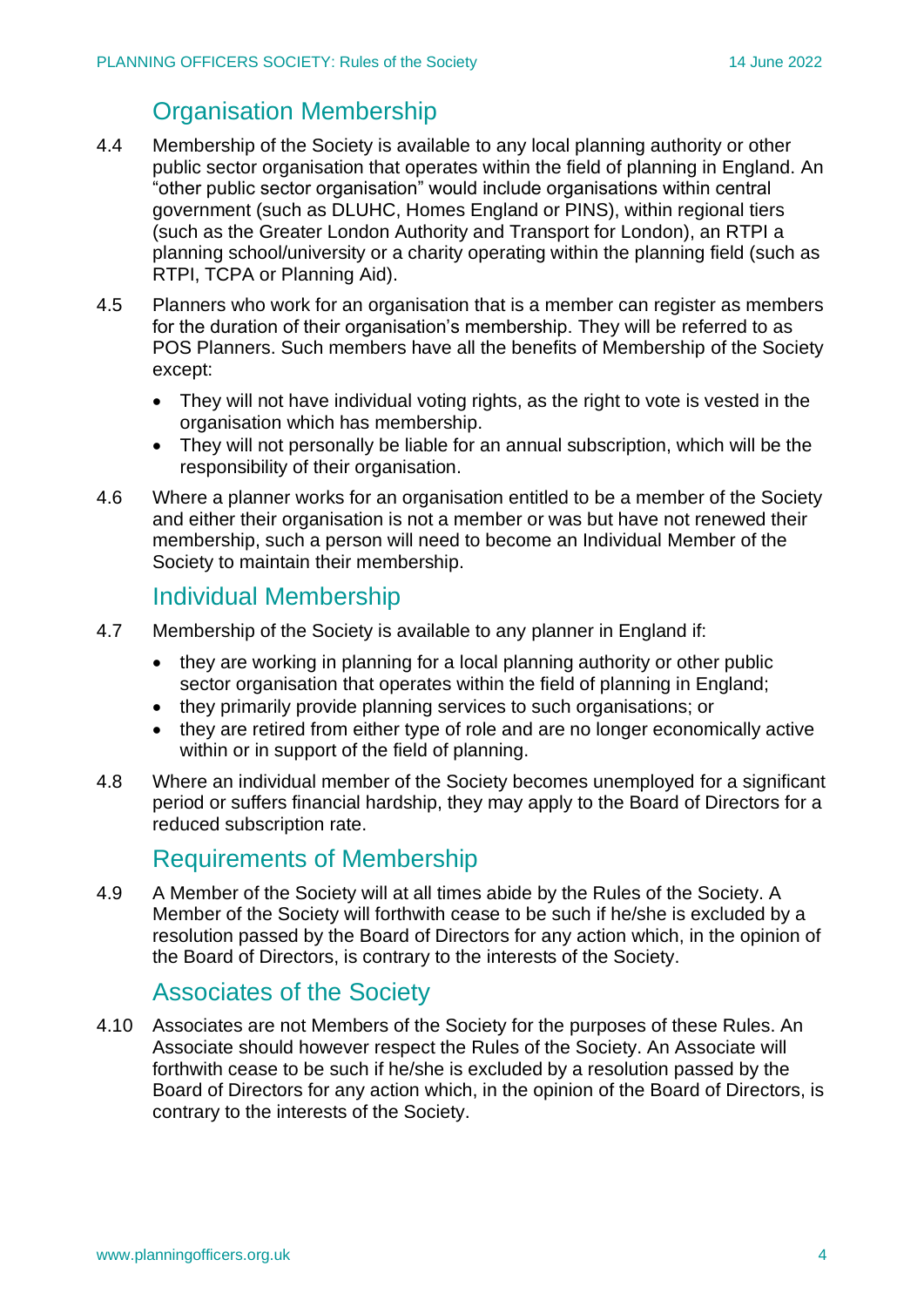## Organisation Membership

4.4 Membership of the Society is available to any local planning authority or other public sector organisation that operates within the field of planning in England. An "other public sector organisation" would include organisations within central government (such as DLUHC, Homes England or PINS), within regional tiers (such as the Greater London Authority and Transport for London), an RTPI a planning school/university or a charity operating within the planning field (such as RTPI, TCPA or Planning Aid).

4.5 Planners who work for an organisation that is a member can register as members for the duration of their organisation's membership. They will be referred to as POS Planners. Such members have all the benefits of Membership of the Society except:

- They will not have individual voting rights, as the right to vote is vested in the organisation which has membership.
- They will not personally be liable for an annual subscription, which will be the responsibility of their organisation.

4.6 Where a planner works for an organisation entitled to be a member of the Society and either their organisation is not a member or was but have not renewed their membership, such a person will need to become an Individual Member of the Society to maintain their membership.

## Individual Membership

4.7 Membership of the Society is available to any planner in England if:

- they are working in planning for a local planning authority or other public sector organisation that operates within the field of planning in England;
- they primarily provide planning services to such organisations; or
- they are retired from either type of role and are no longer economically active within or in support of the field of planning.

4.8 Where an individual member of the Society becomes unemployed for a significant period or suffers financial hardship, they may apply to the Board of Directors for a reduced subscription rate.

## Requirements of Membership

4.9 A Member of the Society will at all times abide by the Rules of the Society. A Member of the Society will forthwith cease to be such if he/she is excluded by a resolution passed by the Board of Directors for any action which, in the opinion of the Board of Directors, is contrary to the interests of the Society.

## Associates of the Society

4.10 Associates are not Members of the Society for the purposes of these Rules. An Associate should however respect the Rules of the Society. An Associate will forthwith cease to be such if he/she is excluded by a resolution passed by the Board of Directors for any action which, in the opinion of the Board of Directors, is contrary to the interests of the Society.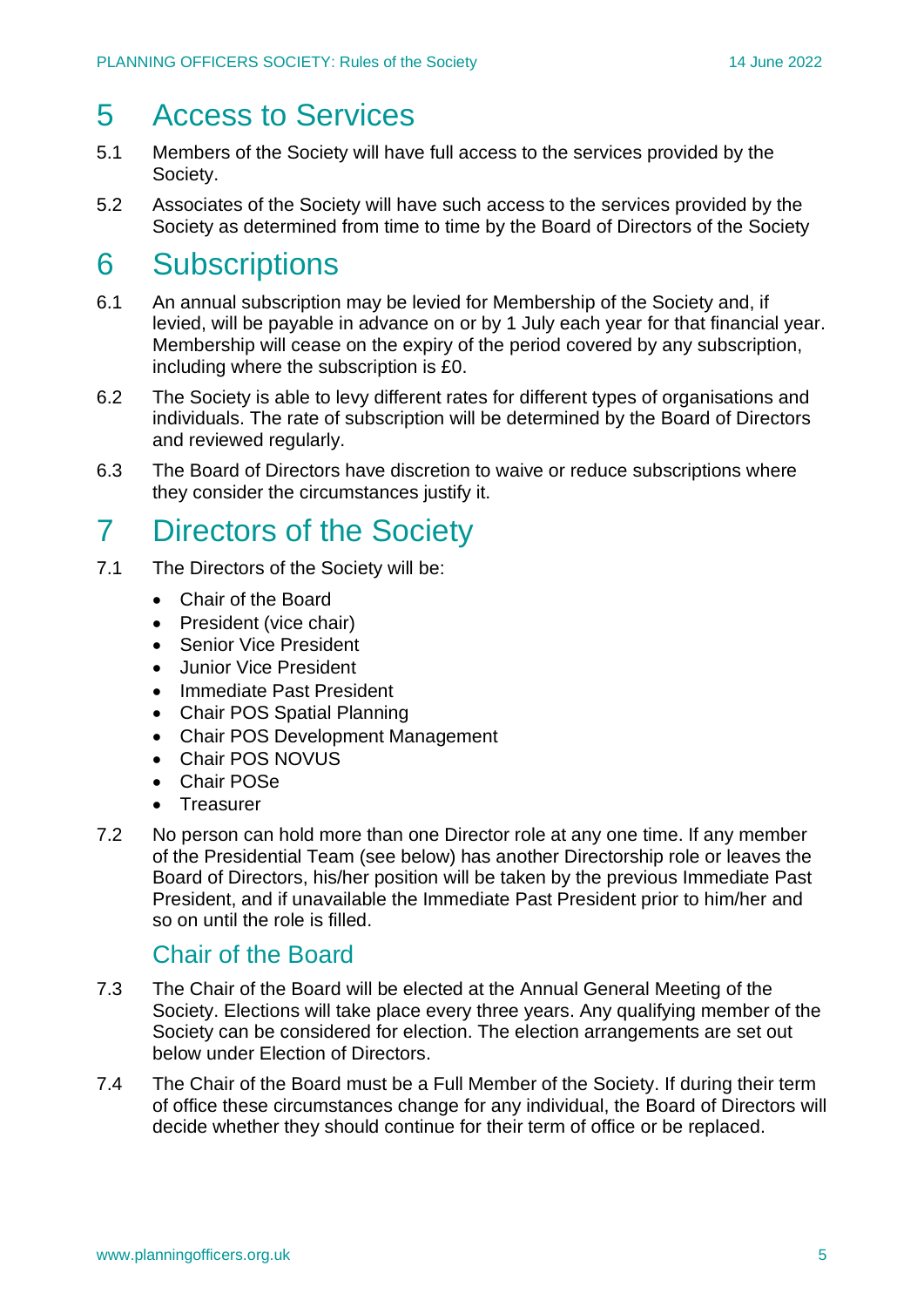# 5 Access to Services

5.1 Members of the Society will have full access to the services provided by the Society.

5.2 Associates of the Society will have such access to the services provided by the Society as determined from time to time by the Board of Directors of the Society

# 6 Subscriptions

6.1 An annual subscription may be levied for Membership of the Society and, if levied, will be payable in advance on or by 1 July each year for that financial year. Membership will cease on the expiry of the period covered by any subscription, including where the subscription is £0.

6.2 The Society is able to levy different rates for different types of organisations and individuals. The rate of subscription will be determined by the Board of Directors and reviewed regularly.

6.3 The Board of Directors have discretion to waive or reduce subscriptions where they consider the circumstances justify it.

# 7 Directors of the Society

7.1 The Directors of the Society will be:

- Chair of the Board
- President (vice chair)
- Senior Vice President
- Junior Vice President
- Immediate Past President
- Chair POS Spatial Planning
- Chair POS Development Management
- Chair POS NOVUS
- Chair POSe
- Treasurer

7.2 No person can hold more than one Director role at any one time. If any member of the Presidential Team (see below) has another Directorship role or leaves the Board of Directors, his/her position will be taken by the previous Immediate Past President, and if unavailable the Immediate Past President prior to him/her and so on until the role is filled.

## Chair of the Board

7.3 The Chair of the Board will be elected at the Annual General Meeting of the Society. Elections will take place every three years. Any qualifying member of the Society can be considered for election. The election arrangements are set out below under Election of Directors.

7.4 The Chair of the Board must be a Full Member of the Society. If during their term of office these circumstances change for any individual, the Board of Directors will decide whether they should continue for their term of office or be replaced.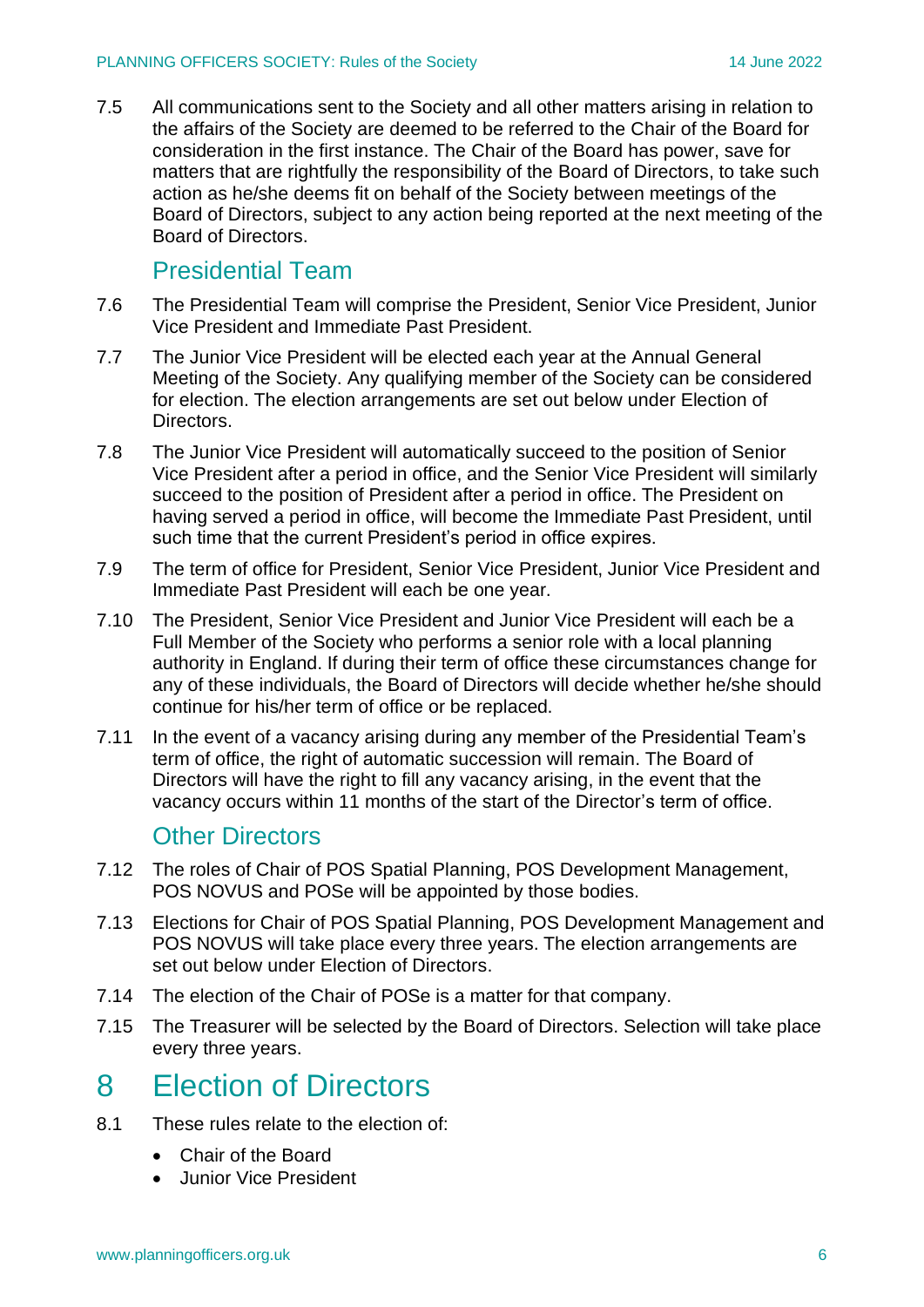7.5 All communications sent to the Society and all other matters arising in relation to the affairs of the Society are deemed to be referred to the Chair of the Board for consideration in the first instance. The Chair of the Board has power, save for matters that are rightfully the responsibility of the Board of Directors, to take such action as he/she deems fit on behalf of the Society between meetings of the Board of Directors, subject to any action being reported at the next meeting of the Board of Directors.

### Presidential Team

7.6 The Presidential Team will comprise the President, Senior Vice President, Junior Vice President and Immediate Past President.

7.7 The Junior Vice President will be elected each year at the Annual General Meeting of the Society. Any qualifying member of the Society can be considered for election. The election arrangements are set out below under Election of Directors.

7.8 The Junior Vice President will automatically succeed to the position of Senior Vice President after a period in office, and the Senior Vice President will similarly succeed to the position of President after a period in office. The President on having served a period in office, will become the Immediate Past President, until such time that the current President's period in office expires.

7.9 The term of office for President, Senior Vice President, Junior Vice President and Immediate Past President will each be one year.

7.10 The President, Senior Vice President and Junior Vice President will each be a Full Member of the Society who performs a senior role with a local planning authority in England. If during their term of office these circumstances change for any of these individuals, the Board of Directors will decide whether he/she should continue for his/her term of office or be replaced.

7.11 In the event of a vacancy arising during any member of the Presidential Team's term of office, the right of automatic succession will remain. The Board of Directors will have the right to fill any vacancy arising, in the event that the vacancy occurs within 11 months of the start of the Director's term of office.

### Other Directors

7.12 The roles of Chair of POS Spatial Planning, POS Development Management, POS NOVUS and POSe will be appointed by those bodies.

7.13 Elections for Chair of POS Spatial Planning, POS Development Management and POS NOVUS will take place every three years. The election arrangements are set out below under Election of Directors.

7.14 The election of the Chair of POSe is a matter for that company.

7.15 The Treasurer will be selected by the Board of Directors. Selection will take place every three years.

# 8 Election of Directors

8.1 These rules relate to the election of:

- Chair of the Board
- Junior Vice President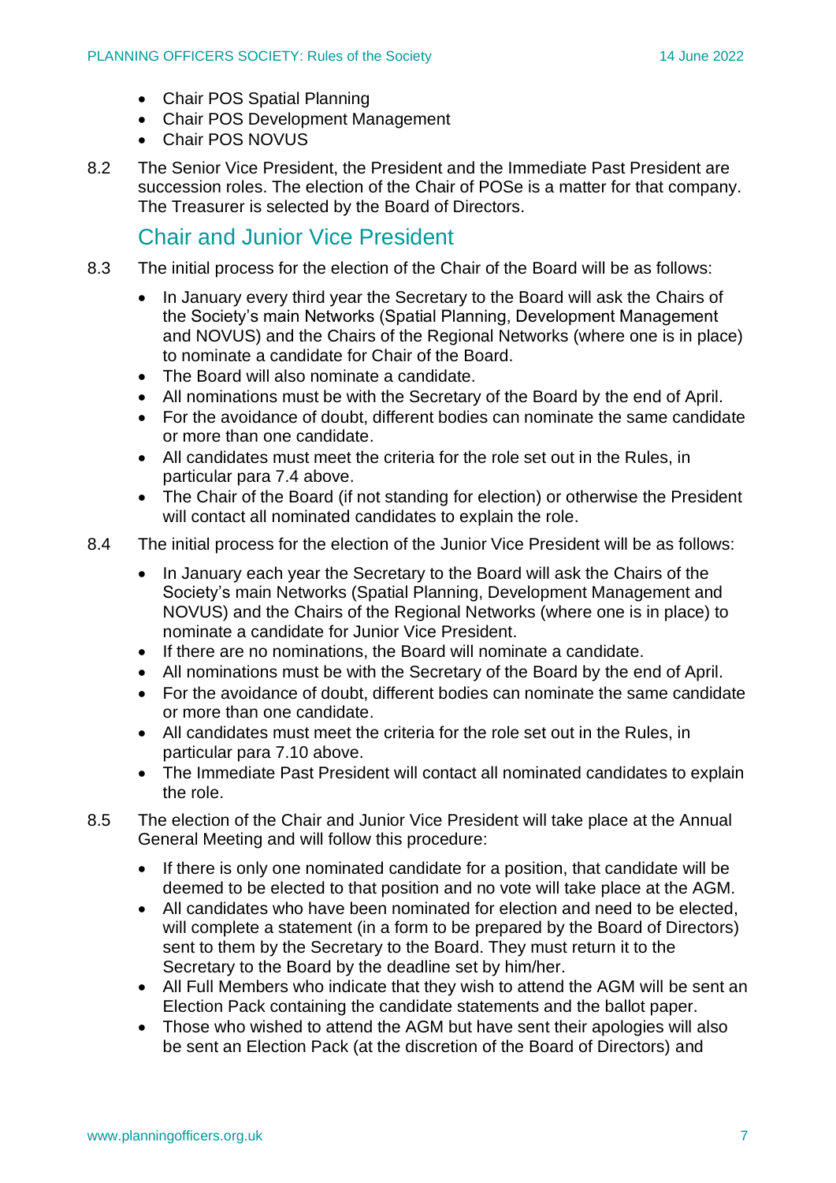- Chair POS Spatial Planning
- Chair POS Development Management
- Chair POS NOVUS

8.2 The Senior Vice President, the President and the Immediate Past President are succession roles. The election of the Chair of POSe is a matter for that company. The Treasurer is selected by the Board of Directors.

## Chair and Junior Vice President

8.3 The initial process for the election of the Chair of the Board will be as follows:

- In January every third year the Secretary to the Board will ask the Chairs of the Society's main Networks (Spatial Planning, Development Management and NOVUS) and the Chairs of the Regional Networks (where one is in place) to nominate a candidate for Chair of the Board.
- The Board will also nominate a candidate.
- All nominations must be with the Secretary of the Board by the end of April.
- For the avoidance of doubt, different bodies can nominate the same candidate or more than one candidate.
- All candidates must meet the criteria for the role set out in the Rules, in particular para 7.4 above.
- The Chair of the Board (if not standing for election) or otherwise the President will contact all nominated candidates to explain the role.

8.4 The initial process for the election of the Junior Vice President will be as follows:

- In January each year the Secretary to the Board will ask the Chairs of the Society's main Networks (Spatial Planning, Development Management and NOVUS) and the Chairs of the Regional Networks (where one is in place) to nominate a candidate for Junior Vice President.
- If there are no nominations, the Board will nominate a candidate.
- All nominations must be with the Secretary of the Board by the end of April.
- For the avoidance of doubt, different bodies can nominate the same candidate or more than one candidate.
- All candidates must meet the criteria for the role set out in the Rules, in particular para 7.10 above.
- The Immediate Past President will contact all nominated candidates to explain the role.

8.5 The election of the Chair and Junior Vice President will take place at the Annual General Meeting and will follow this procedure:

- If there is only one nominated candidate for a position, that candidate will be deemed to be elected to that position and no vote will take place at the AGM.
- All candidates who have been nominated for election and need to be elected, will complete a statement (in a form to be prepared by the Board of Directors) sent to them by the Secretary to the Board. They must return it to the Secretary to the Board by the deadline set by him/her.
- All Full Members who indicate that they wish to attend the AGM will be sent an Election Pack containing the candidate statements and the ballot paper.
- Those who wished to attend the AGM but have sent their apologies will also be sent an Election Pack (at the discretion of the Board of Directors) and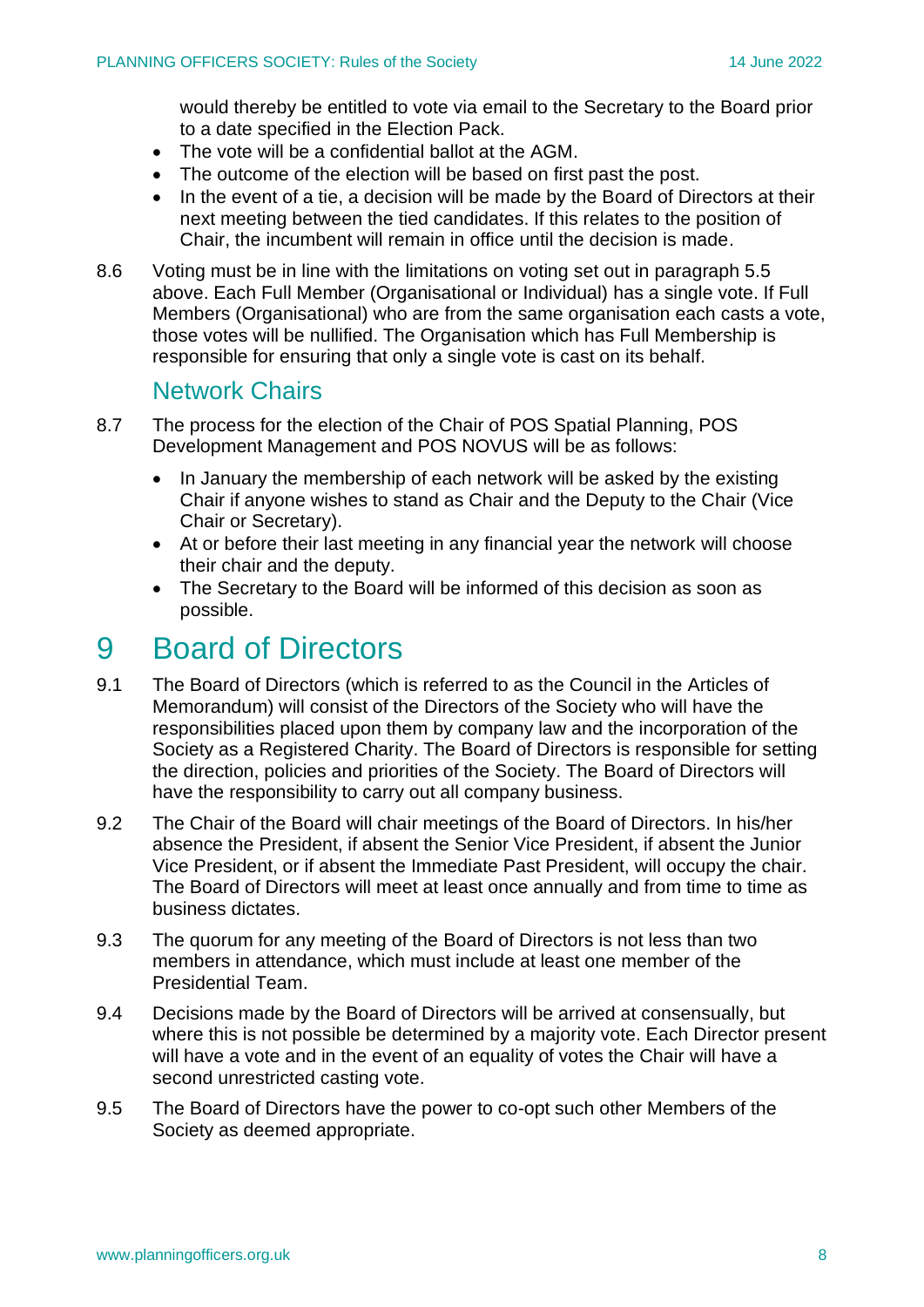would thereby be entitled to vote via email to the Secretary to the Board prior to a date specified in the Election Pack.

- The vote will be a confidential ballot at the AGM.
- The outcome of the election will be based on first past the post.
- In the event of a tie, a decision will be made by the Board of Directors at their next meeting between the tied candidates. If this relates to the position of Chair, the incumbent will remain in office until the decision is made.

8.6 Voting must be in line with the limitations on voting set out in paragraph 5.5 above. Each Full Member (Organisational or Individual) has a single vote. If Full Members (Organisational) who are from the same organisation each casts a vote, those votes will be nullified. The Organisation which has Full Membership is responsible for ensuring that only a single vote is cast on its behalf.

### Network Chairs

8.7 The process for the election of the Chair of POS Spatial Planning, POS Development Management and POS NOVUS will be as follows:

- In January the membership of each network will be asked by the existing Chair if anyone wishes to stand as Chair and the Deputy to the Chair (Vice Chair or Secretary).
- At or before their last meeting in any financial year the network will choose their chair and the deputy.
- The Secretary to the Board will be informed of this decision as soon as possible.

# 9 Board of Directors

9.1 The Board of Directors (which is referred to as the Council in the Articles of Memorandum) will consist of the Directors of the Society who will have the responsibilities placed upon them by company law and the incorporation of the Society as a Registered Charity. The Board of Directors is responsible for setting the direction, policies and priorities of the Society. The Board of Directors will have the responsibility to carry out all company business.

9.2 The Chair of the Board will chair meetings of the Board of Directors. In his/her absence the President, if absent the Senior Vice President, if absent the Junior Vice President, or if absent the Immediate Past President, will occupy the chair. The Board of Directors will meet at least once annually and from time to time as business dictates.

9.3 The quorum for any meeting of the Board of Directors is not less than two members in attendance, which must include at least one member of the Presidential Team.

9.4 Decisions made by the Board of Directors will be arrived at consensually, but where this is not possible be determined by a majority vote. Each Director present will have a vote and in the event of an equality of votes the Chair will have a second unrestricted casting vote.

9.5 The Board of Directors have the power to co-opt such other Members of the Society as deemed appropriate.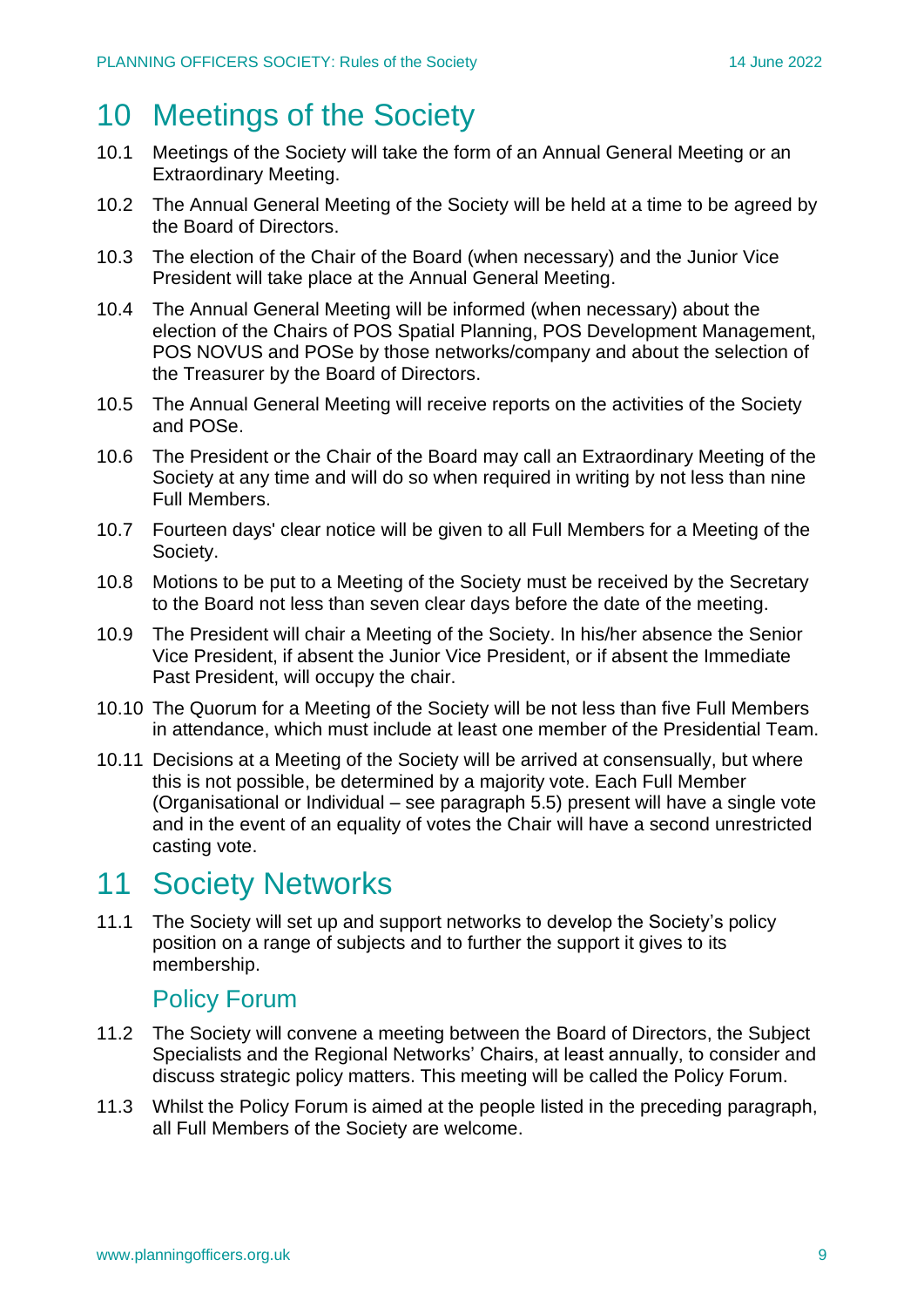# 10 Meetings of the Society

10.1 Meetings of the Society will take the form of an Annual General Meeting or an Extraordinary Meeting.

10.2 The Annual General Meeting of the Society will be held at a time to be agreed by the Board of Directors.

10.3 The election of the Chair of the Board (when necessary) and the Junior Vice President will take place at the Annual General Meeting.

10.4 The Annual General Meeting will be informed (when necessary) about the election of the Chairs of POS Spatial Planning, POS Development Management, POS NOVUS and POSe by those networks/company and about the selection of the Treasurer by the Board of Directors.

10.5 The Annual General Meeting will receive reports on the activities of the Society and POSe.

10.6 The President or the Chair of the Board may call an Extraordinary Meeting of the Society at any time and will do so when required in writing by not less than nine Full Members.

10.7 Fourteen days' clear notice will be given to all Full Members for a Meeting of the Society.

10.8 Motions to be put to a Meeting of the Society must be received by the Secretary to the Board not less than seven clear days before the date of the meeting.

10.9 The President will chair a Meeting of the Society. In his/her absence the Senior Vice President, if absent the Junior Vice President, or if absent the Immediate Past President, will occupy the chair.

10.10 The Quorum for a Meeting of the Society will be not less than five Full Members in attendance, which must include at least one member of the Presidential Team.

10.11 Decisions at a Meeting of the Society will be arrived at consensually, but where this is not possible, be determined by a majority vote. Each Full Member (Organisational or Individual – see paragraph 5.5) present will have a single vote and in the event of an equality of votes the Chair will have a second unrestricted casting vote.

# 11 Society Networks

11.1 The Society will set up and support networks to develop the Society's policy position on a range of subjects and to further the support it gives to its membership.

## Policy Forum

11.2 The Society will convene a meeting between the Board of Directors, the Subject Specialists and the Regional Networks' Chairs, at least annually, to consider and discuss strategic policy matters. This meeting will be called the Policy Forum.

11.3 Whilst the Policy Forum is aimed at the people listed in the preceding paragraph, all Full Members of the Society are welcome.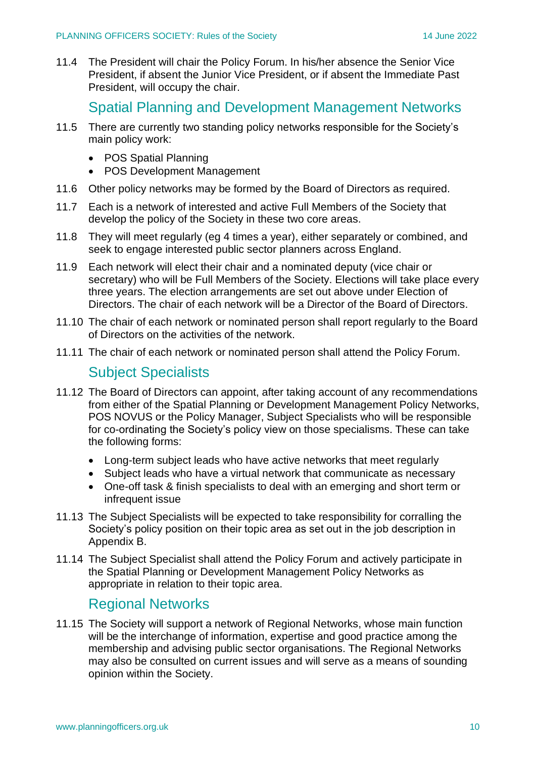11.4 The President will chair the Policy Forum. In his/her absence the Senior Vice President, if absent the Junior Vice President, or if absent the Immediate Past President, will occupy the chair.

## Spatial Planning and Development Management Networks

11.5 There are currently two standing policy networks responsible for the Society's main policy work:

- POS Spatial Planning
- POS Development Management

11.6 Other policy networks may be formed by the Board of Directors as required.

11.7 Each is a network of interested and active Full Members of the Society that develop the policy of the Society in these two core areas.

11.8 They will meet regularly (eg 4 times a year), either separately or combined, and seek to engage interested public sector planners across England.

11.9 Each network will elect their chair and a nominated deputy (vice chair or secretary) who will be Full Members of the Society. Elections will take place every three years. The election arrangements are set out above under Election of Directors. The chair of each network will be a Director of the Board of Directors.

11.10 The chair of each network or nominated person shall report regularly to the Board of Directors on the activities of the network.

11.11 The chair of each network or nominated person shall attend the Policy Forum.

## Subject Specialists

11.12 The Board of Directors can appoint, after taking account of any recommendations from either of the Spatial Planning or Development Management Policy Networks, POS NOVUS or the Policy Manager, Subject Specialists who will be responsible for co-ordinating the Society's policy view on those specialisms. These can take the following forms:

- Long-term subject leads who have active networks that meet regularly
- Subject leads who have a virtual network that communicate as necessary
- One-off task & finish specialists to deal with an emerging and short term or infrequent issue

11.13 The Subject Specialists will be expected to take responsibility for corralling the Society's policy position on their topic area as set out in the job description in Appendix B.

11.14 The Subject Specialist shall attend the Policy Forum and actively participate in the Spatial Planning or Development Management Policy Networks as appropriate in relation to their topic area.

## Regional Networks

11.15 The Society will support a network of Regional Networks, whose main function will be the interchange of information, expertise and good practice among the membership and advising public sector organisations. The Regional Networks may also be consulted on current issues and will serve as a means of sounding opinion within the Society.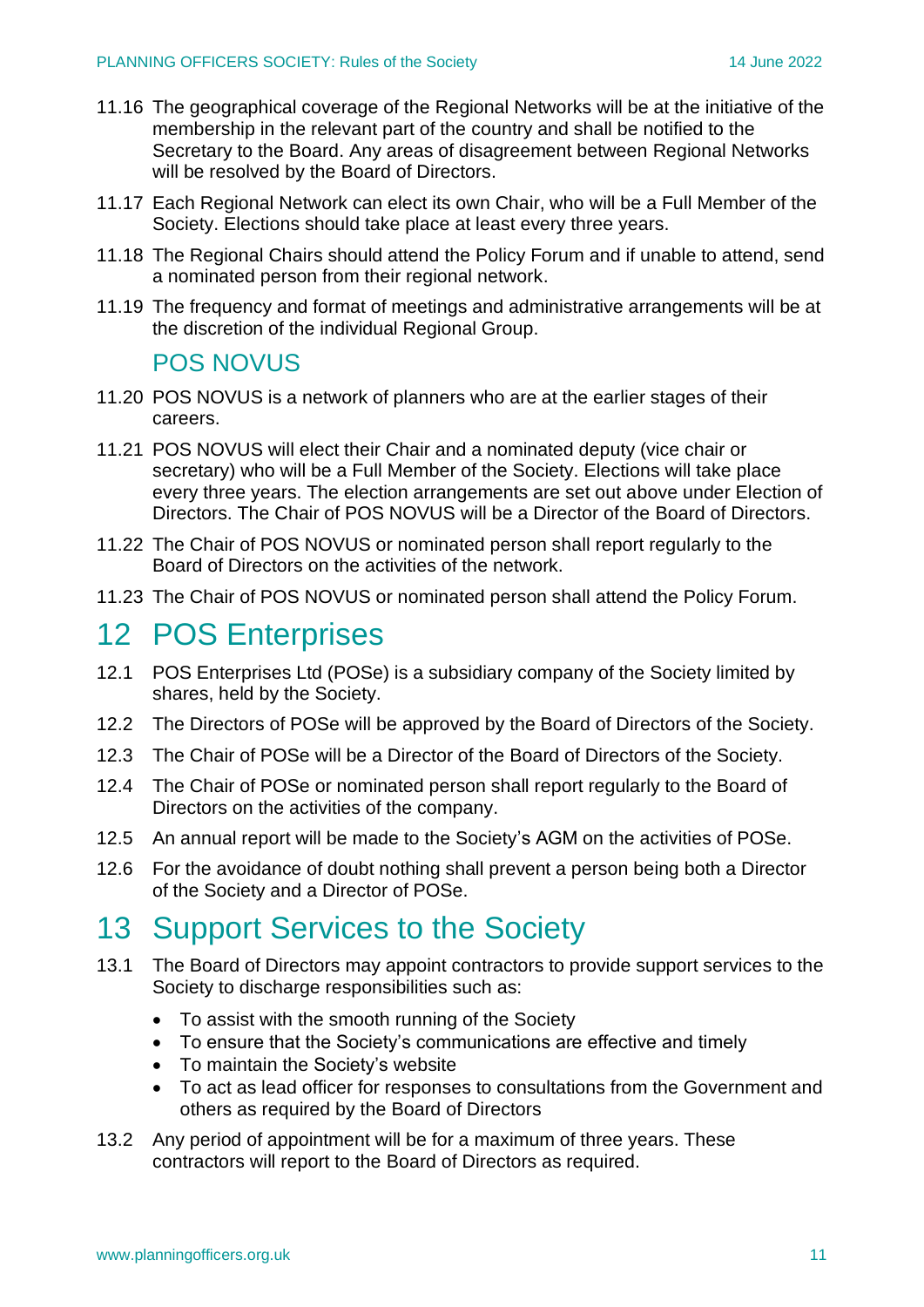11.16 The geographical coverage of the Regional Networks will be at the initiative of the membership in the relevant part of the country and shall be notified to the Secretary to the Board. Any areas of disagreement between Regional Networks will be resolved by the Board of Directors.

11.17 Each Regional Network can elect its own Chair, who will be a Full Member of the Society. Elections should take place at least every three years.

11.18 The Regional Chairs should attend the Policy Forum and if unable to attend, send a nominated person from their regional network.

11.19 The frequency and format of meetings and administrative arrangements will be at the discretion of the individual Regional Group.

### POS NOVUS

11.20 POS NOVUS is a network of planners who are at the earlier stages of their careers.

11.21 POS NOVUS will elect their Chair and a nominated deputy (vice chair or secretary) who will be a Full Member of the Society. Elections will take place every three years. The election arrangements are set out above under Election of Directors. The Chair of POS NOVUS will be a Director of the Board of Directors.

11.22 The Chair of POS NOVUS or nominated person shall report regularly to the Board of Directors on the activities of the network.

11.23 The Chair of POS NOVUS or nominated person shall attend the Policy Forum.

## 12 POS Enterprises

12.1 POS Enterprises Ltd (POSe) is a subsidiary company of the Society limited by shares, held by the Society.

12.2 The Directors of POSe will be approved by the Board of Directors of the Society.

12.3 The Chair of POSe will be a Director of the Board of Directors of the Society.

12.4 The Chair of POSe or nominated person shall report regularly to the Board of Directors on the activities of the company.

12.5 An annual report will be made to the Society's AGM on the activities of POSe.

12.6 For the avoidance of doubt nothing shall prevent a person being both a Director of the Society and a Director of POSe.

## 13 Support Services to the Society

13.1 The Board of Directors may appoint contractors to provide support services to the Society to discharge responsibilities such as:

- To assist with the smooth running of the Society
- To ensure that the Society's communications are effective and timely
- To maintain the Society's website
- To act as lead officer for responses to consultations from the Government and others as required by the Board of Directors

13.2 Any period of appointment will be for a maximum of three years. These contractors will report to the Board of Directors as required.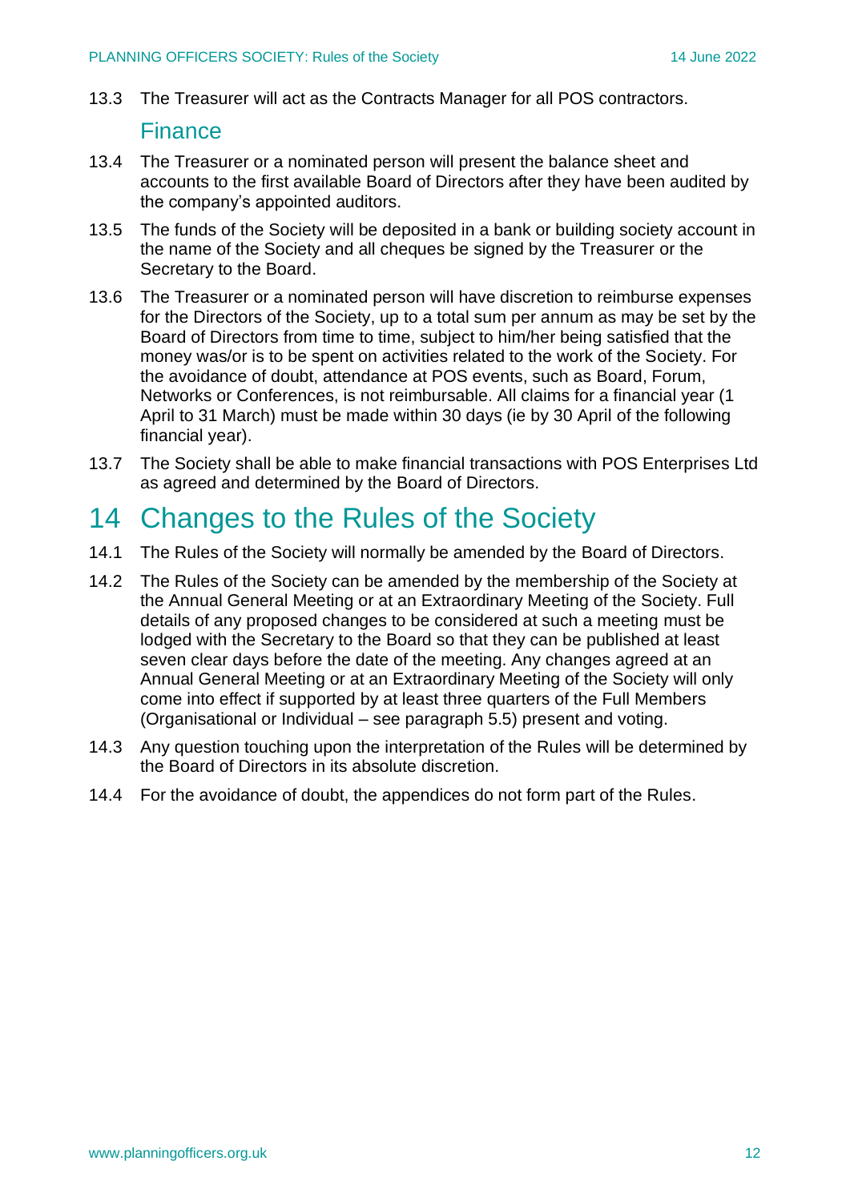13.3 The Treasurer will act as the Contracts Manager for all POS contractors.

### Finance

13.4 The Treasurer or a nominated person will present the balance sheet and accounts to the first available Board of Directors after they have been audited by the company's appointed auditors.

13.5 The funds of the Society will be deposited in a bank or building society account in the name of the Society and all cheques be signed by the Treasurer or the Secretary to the Board.

13.6 The Treasurer or a nominated person will have discretion to reimburse expenses for the Directors of the Society, up to a total sum per annum as may be set by the Board of Directors from time to time, subject to him/her being satisfied that the money was/or is to be spent on activities related to the work of the Society. For the avoidance of doubt, attendance at POS events, such as Board, Forum, Networks or Conferences, is not reimbursable. All claims for a financial year (1 April to 31 March) must be made within 30 days (ie by 30 April of the following financial year).

13.7 The Society shall be able to make financial transactions with POS Enterprises Ltd as agreed and determined by the Board of Directors.

# 14 Changes to the Rules of the Society

14.1 The Rules of the Society will normally be amended by the Board of Directors.

14.2 The Rules of the Society can be amended by the membership of the Society at the Annual General Meeting or at an Extraordinary Meeting of the Society. Full details of any proposed changes to be considered at such a meeting must be lodged with the Secretary to the Board so that they can be published at least seven clear days before the date of the meeting. Any changes agreed at an Annual General Meeting or at an Extraordinary Meeting of the Society will only come into effect if supported by at least three quarters of the Full Members (Organisational or Individual – see paragraph 5.5) present and voting.

14.3 Any question touching upon the interpretation of the Rules will be determined by the Board of Directors in its absolute discretion.

14.4 For the avoidance of doubt, the appendices do not form part of the Rules.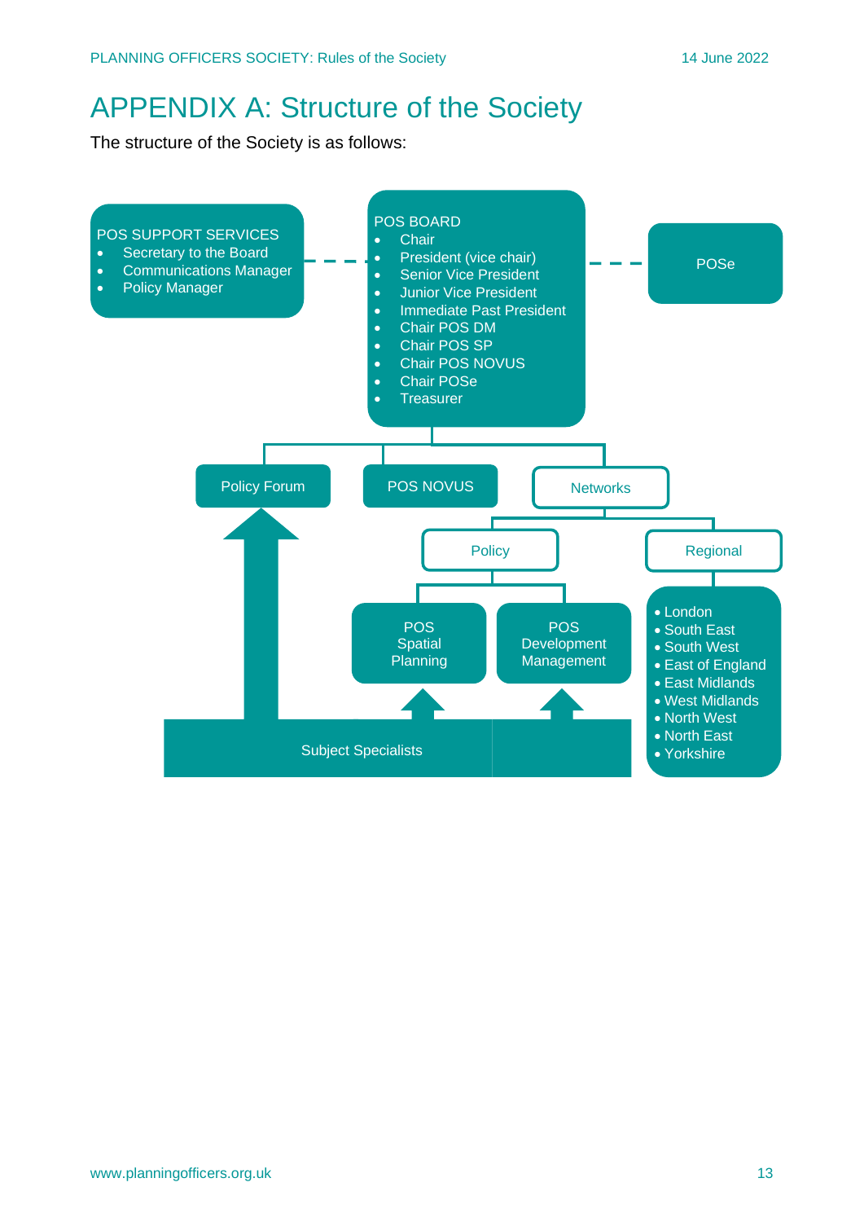# APPENDIX A: Structure of the Society

The structure of the Society is as follows:

POS SUPPORT SERVICES
- Secretary to the Board
- Communications Manager
- Policy Manager

POS BOARD
- Chair
- President (vice chair)
- Senior Vice President
- Junior Vice President
- Immediate Past President
- Chair POS DM
- Chair POS SP
- Chair POS NOVUS
- Chair POSe
- Treasurer

POSe

Policy Forum

POS NOVUS

Networks

Policy

Regional

POS Spatial Planning

POS Development Management

- London
- South East
- South West
- East of England
- East Midlands
- West Midlands
- North West
- North East
- Yorkshire

Subject Specialists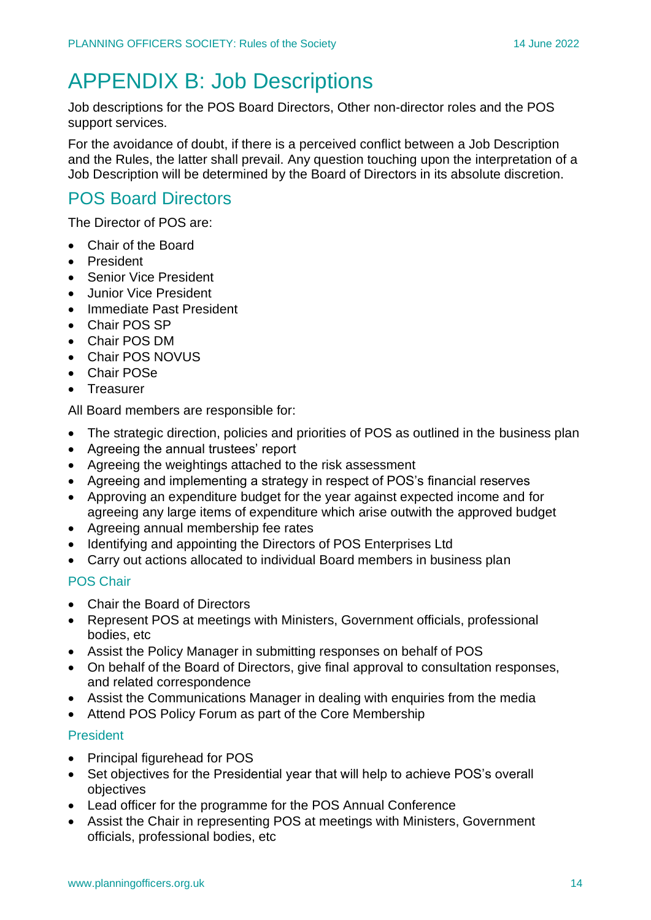# APPENDIX B: Job Descriptions

Job descriptions for the POS Board Directors, Other non-director roles and the POS support services.

For the avoidance of doubt, if there is a perceived conflict between a Job Description and the Rules, the latter shall prevail. Any question touching upon the interpretation of a Job Description will be determined by the Board of Directors in its absolute discretion.

## POS Board Directors

The Director of POS are:

- Chair of the Board
- President
- Senior Vice President
- Junior Vice President
- Immediate Past President
- Chair POS SP
- Chair POS DM
- Chair POS NOVUS
- Chair POSe
- Treasurer

All Board members are responsible for:

- The strategic direction, policies and priorities of POS as outlined in the business plan
- Agreeing the annual trustees' report
- Agreeing the weightings attached to the risk assessment
- Agreeing and implementing a strategy in respect of POS's financial reserves
- Approving an expenditure budget for the year against expected income and for agreeing any large items of expenditure which arise outwith the approved budget
- Agreeing annual membership fee rates
- Identifying and appointing the Directors of POS Enterprises Ltd
- Carry out actions allocated to individual Board members in business plan

### POS Chair

- Chair the Board of Directors
- Represent POS at meetings with Ministers, Government officials, professional bodies, etc
- Assist the Policy Manager in submitting responses on behalf of POS
- On behalf of the Board of Directors, give final approval to consultation responses, and related correspondence
- Assist the Communications Manager in dealing with enquiries from the media
- Attend POS Policy Forum as part of the Core Membership

### President

- Principal figurehead for POS
- Set objectives for the Presidential year that will help to achieve POS's overall objectives
- Lead officer for the programme for the POS Annual Conference
- Assist the Chair in representing POS at meetings with Ministers, Government officials, professional bodies, etc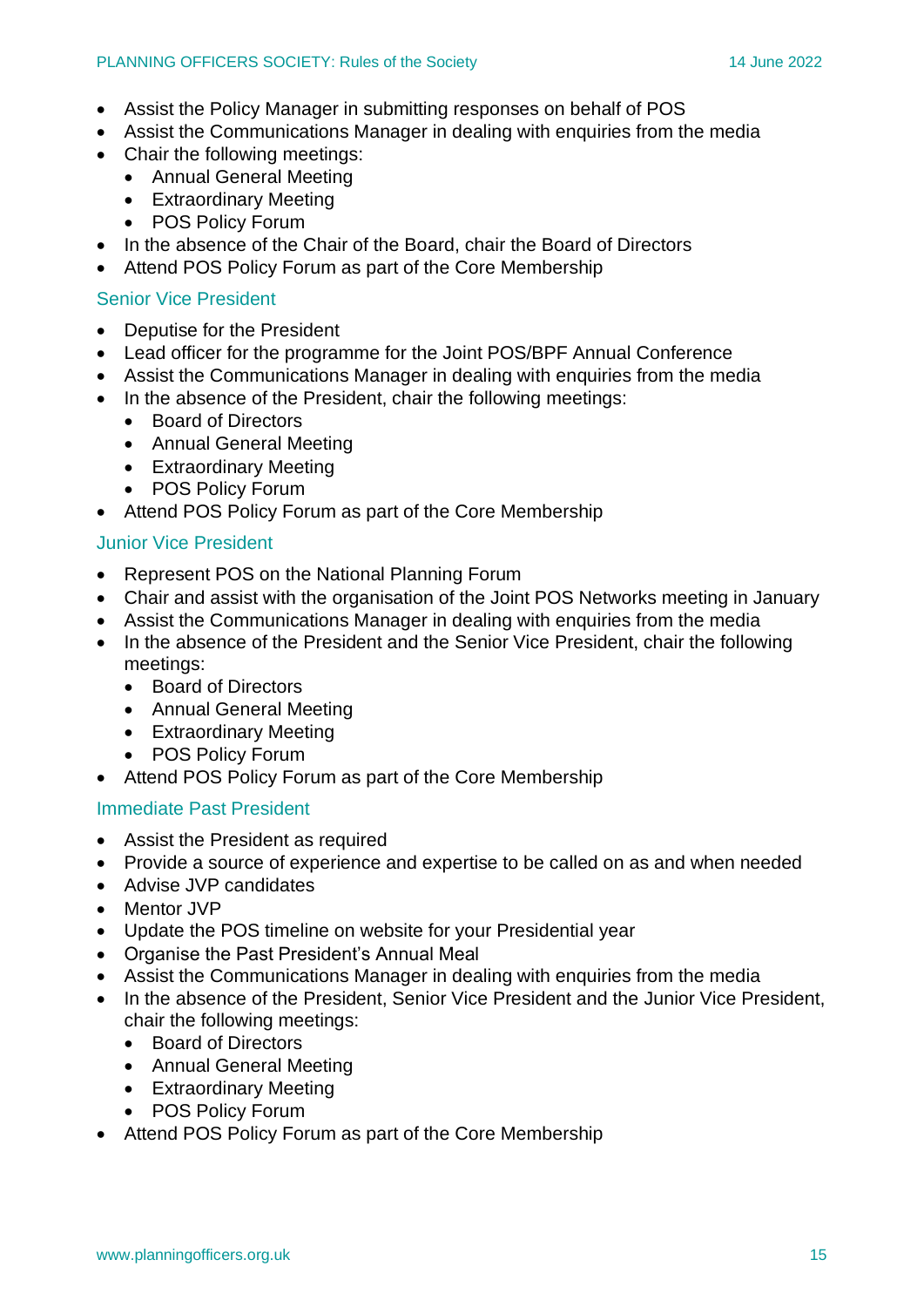- Assist the Policy Manager in submitting responses on behalf of POS
- Assist the Communications Manager in dealing with enquiries from the media
- Chair the following meetings:
  - Annual General Meeting
  - Extraordinary Meeting
  - POS Policy Forum
- In the absence of the Chair of the Board, chair the Board of Directors
- Attend POS Policy Forum as part of the Core Membership

### Senior Vice President

- Deputise for the President
- Lead officer for the programme for the Joint POS/BPF Annual Conference
- Assist the Communications Manager in dealing with enquiries from the media
- In the absence of the President, chair the following meetings:
  - Board of Directors
  - Annual General Meeting
  - Extraordinary Meeting
  - POS Policy Forum
- Attend POS Policy Forum as part of the Core Membership

### Junior Vice President

- Represent POS on the National Planning Forum
- Chair and assist with the organisation of the Joint POS Networks meeting in January
- Assist the Communications Manager in dealing with enquiries from the media
- In the absence of the President and the Senior Vice President, chair the following meetings:
  - Board of Directors
  - Annual General Meeting
  - Extraordinary Meeting
  - POS Policy Forum
- Attend POS Policy Forum as part of the Core Membership

### Immediate Past President

- Assist the President as required
- Provide a source of experience and expertise to be called on as and when needed
- Advise JVP candidates
- Mentor JVP
- Update the POS timeline on website for your Presidential year
- Organise the Past President's Annual Meal
- Assist the Communications Manager in dealing with enquiries from the media
- In the absence of the President, Senior Vice President and the Junior Vice President, chair the following meetings:
  - Board of Directors
  - Annual General Meeting
  - Extraordinary Meeting
  - POS Policy Forum
- Attend POS Policy Forum as part of the Core Membership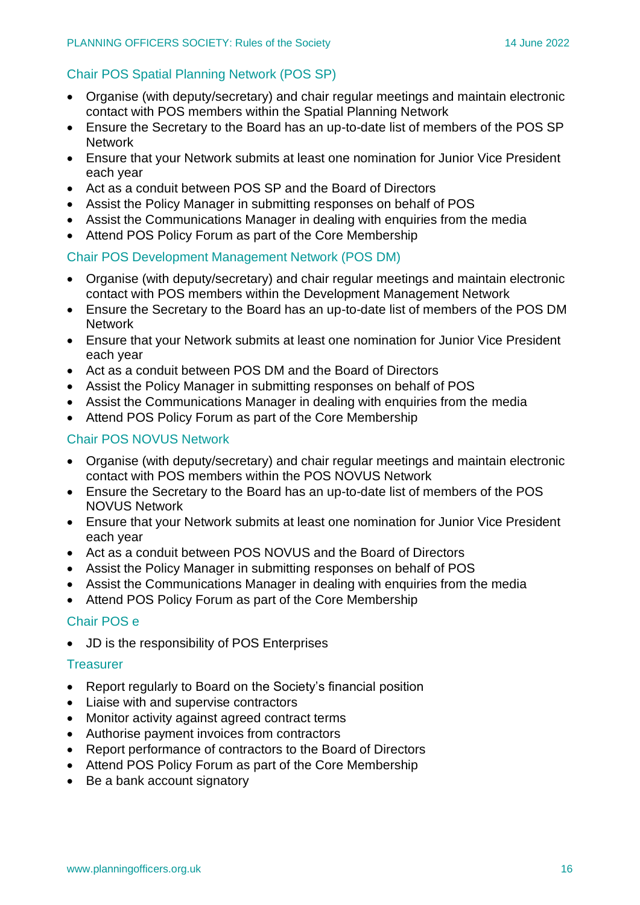### Chair POS Spatial Planning Network (POS SP)

- Organise (with deputy/secretary) and chair regular meetings and maintain electronic contact with POS members within the Spatial Planning Network
- Ensure the Secretary to the Board has an up-to-date list of members of the POS SP Network
- Ensure that your Network submits at least one nomination for Junior Vice President each year
- Act as a conduit between POS SP and the Board of Directors
- Assist the Policy Manager in submitting responses on behalf of POS
- Assist the Communications Manager in dealing with enquiries from the media
- Attend POS Policy Forum as part of the Core Membership

### Chair POS Development Management Network (POS DM)

- Organise (with deputy/secretary) and chair regular meetings and maintain electronic contact with POS members within the Development Management Network
- Ensure the Secretary to the Board has an up-to-date list of members of the POS DM Network
- Ensure that your Network submits at least one nomination for Junior Vice President each year
- Act as a conduit between POS DM and the Board of Directors
- Assist the Policy Manager in submitting responses on behalf of POS
- Assist the Communications Manager in dealing with enquiries from the media
- Attend POS Policy Forum as part of the Core Membership

### Chair POS NOVUS Network

- Organise (with deputy/secretary) and chair regular meetings and maintain electronic contact with POS members within the POS NOVUS Network
- Ensure the Secretary to the Board has an up-to-date list of members of the POS NOVUS Network
- Ensure that your Network submits at least one nomination for Junior Vice President each year
- Act as a conduit between POS NOVUS and the Board of Directors
- Assist the Policy Manager in submitting responses on behalf of POS
- Assist the Communications Manager in dealing with enquiries from the media
- Attend POS Policy Forum as part of the Core Membership

### Chair POS e

- JD is the responsibility of POS Enterprises

### Treasurer

- Report regularly to Board on the Society's financial position
- Liaise with and supervise contractors
- Monitor activity against agreed contract terms
- Authorise payment invoices from contractors
- Report performance of contractors to the Board of Directors
- Attend POS Policy Forum as part of the Core Membership
- Be a bank account signatory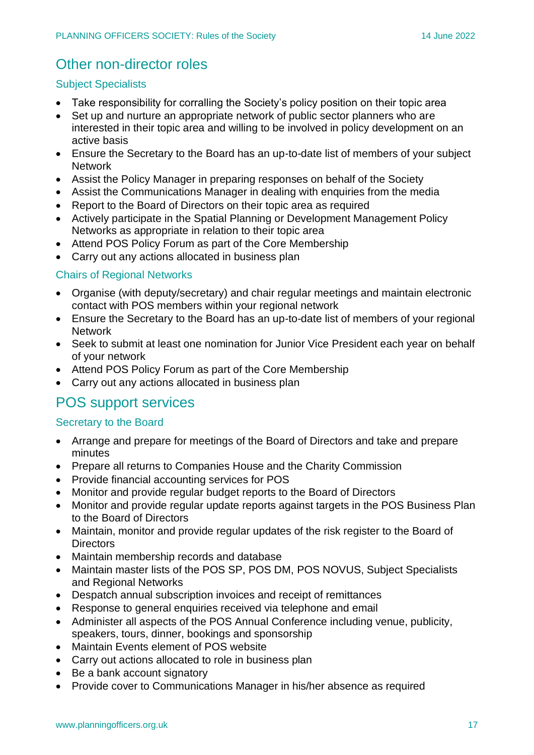## Other non-director roles

### Subject Specialists

- Take responsibility for corralling the Society's policy position on their topic area
- Set up and nurture an appropriate network of public sector planners who are interested in their topic area and willing to be involved in policy development on an active basis
- Ensure the Secretary to the Board has an up-to-date list of members of your subject Network
- Assist the Policy Manager in preparing responses on behalf of the Society
- Assist the Communications Manager in dealing with enquiries from the media
- Report to the Board of Directors on their topic area as required
- Actively participate in the Spatial Planning or Development Management Policy Networks as appropriate in relation to their topic area
- Attend POS Policy Forum as part of the Core Membership
- Carry out any actions allocated in business plan

### Chairs of Regional Networks

- Organise (with deputy/secretary) and chair regular meetings and maintain electronic contact with POS members within your regional network
- Ensure the Secretary to the Board has an up-to-date list of members of your regional Network
- Seek to submit at least one nomination for Junior Vice President each year on behalf of your network
- Attend POS Policy Forum as part of the Core Membership
- Carry out any actions allocated in business plan

## POS support services

### Secretary to the Board

- Arrange and prepare for meetings of the Board of Directors and take and prepare minutes
- Prepare all returns to Companies House and the Charity Commission
- Provide financial accounting services for POS
- Monitor and provide regular budget reports to the Board of Directors
- Monitor and provide regular update reports against targets in the POS Business Plan to the Board of Directors
- Maintain, monitor and provide regular updates of the risk register to the Board of Directors
- Maintain membership records and database
- Maintain master lists of the POS SP, POS DM, POS NOVUS, Subject Specialists and Regional Networks
- Despatch annual subscription invoices and receipt of remittances
- Response to general enquiries received via telephone and email
- Administer all aspects of the POS Annual Conference including venue, publicity, speakers, tours, dinner, bookings and sponsorship
- Maintain Events element of POS website
- Carry out actions allocated to role in business plan
- Be a bank account signatory
- Provide cover to Communications Manager in his/her absence as required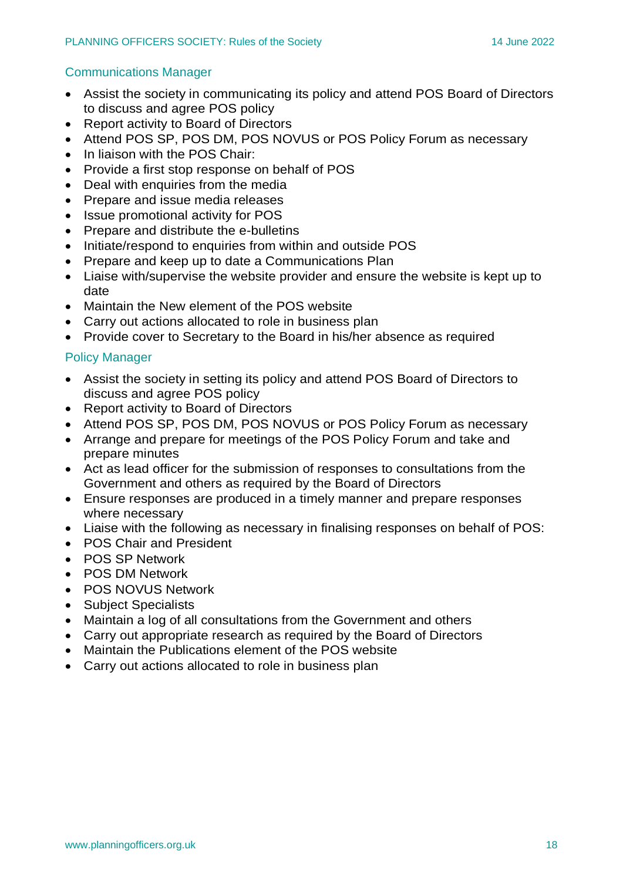### Communications Manager

- Assist the society in communicating its policy and attend POS Board of Directors to discuss and agree POS policy
- Report activity to Board of Directors
- Attend POS SP, POS DM, POS NOVUS or POS Policy Forum as necessary
- In liaison with the POS Chair:
- Provide a first stop response on behalf of POS
- Deal with enquiries from the media
- Prepare and issue media releases
- Issue promotional activity for POS
- Prepare and distribute the e-bulletins
- Initiate/respond to enquiries from within and outside POS
- Prepare and keep up to date a Communications Plan
- Liaise with/supervise the website provider and ensure the website is kept up to date
- Maintain the New element of the POS website
- Carry out actions allocated to role in business plan
- Provide cover to Secretary to the Board in his/her absence as required

### Policy Manager

- Assist the society in setting its policy and attend POS Board of Directors to discuss and agree POS policy
- Report activity to Board of Directors
- Attend POS SP, POS DM, POS NOVUS or POS Policy Forum as necessary
- Arrange and prepare for meetings of the POS Policy Forum and take and prepare minutes
- Act as lead officer for the submission of responses to consultations from the Government and others as required by the Board of Directors
- Ensure responses are produced in a timely manner and prepare responses where necessary
- Liaise with the following as necessary in finalising responses on behalf of POS:
- POS Chair and President
- POS SP Network
- POS DM Network
- POS NOVUS Network
- Subject Specialists
- Maintain a log of all consultations from the Government and others
- Carry out appropriate research as required by the Board of Directors
- Maintain the Publications element of the POS website
- Carry out actions allocated to role in business plan